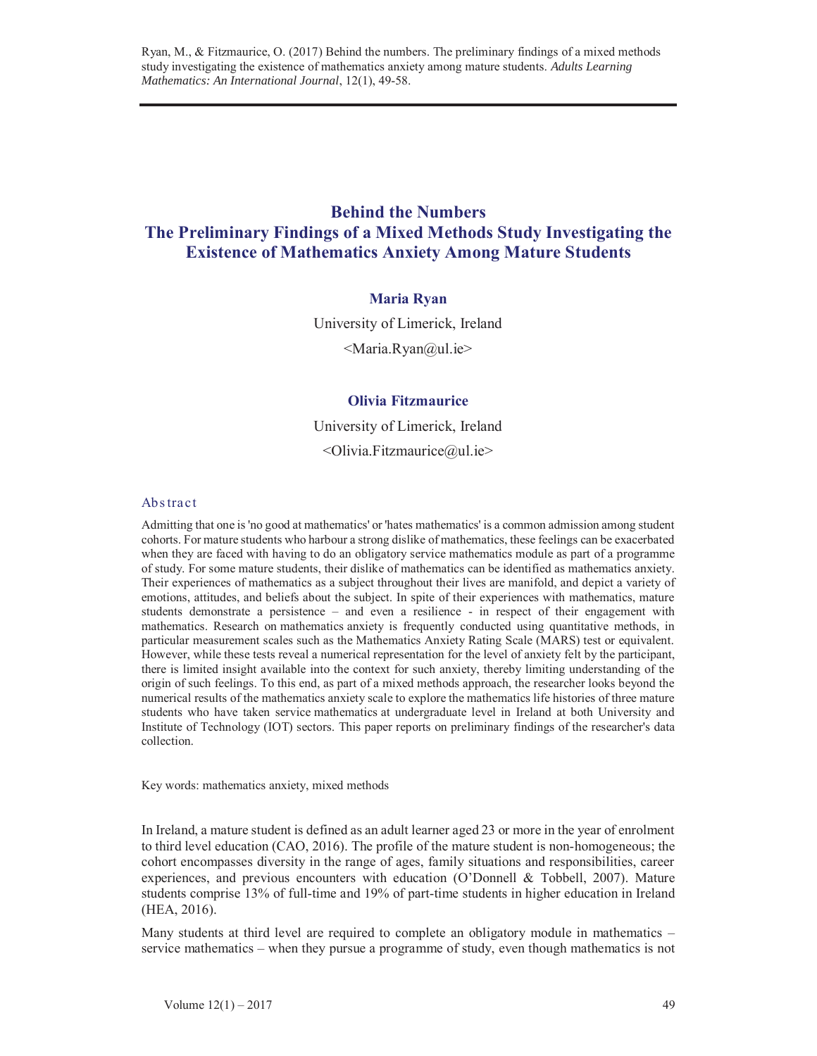# Behind the Numbers
## The Preliminary Findings of a Mixed Methods Study Investigating the Existence of Mathematics Anxiety Among Mature Students

**Maria Ryan**

University of Limerick, Ireland

<Maria.Ryan@ul.ie>

**Olivia Fitzmaurice**

University of Limerick, Ireland

<Olivia.Fitzmaurice@ul.ie>

### Abstract

Admitting that one is 'no good at mathematics' or 'hates mathematics' is a common admission among student cohorts. For mature students who harbour a strong dislike of mathematics, these feelings can be exacerbated when they are faced with having to do an obligatory service mathematics module as part of a programme of study. For some mature students, their dislike of mathematics can be identified as mathematics anxiety. Their experiences of mathematics as a subject throughout their lives are manifold, and depict a variety of emotions, attitudes, and beliefs about the subject. In spite of their experiences with mathematics, mature students demonstrate a persistence – and even a resilience - in respect of their engagement with mathematics. Research on mathematics anxiety is frequently conducted using quantitative methods, in particular measurement scales such as the Mathematics Anxiety Rating Scale (MARS) test or equivalent. However, while these tests reveal a numerical representation for the level of anxiety felt by the participant, there is limited insight available into the context for such anxiety, thereby limiting understanding of the origin of such feelings. To this end, as part of a mixed methods approach, the researcher looks beyond the numerical results of the mathematics anxiety scale to explore the mathematics life histories of three mature students who have taken service mathematics at undergraduate level in Ireland at both University and Institute of Technology (IOT) sectors. This paper reports on preliminary findings of the researcher's data collection.

Key words: mathematics anxiety, mixed methods

In Ireland, a mature student is defined as an adult learner aged 23 or more in the year of enrolment to third level education (CAO, 2016). The profile of the mature student is non-homogeneous; the cohort encompasses diversity in the range of ages, family situations and responsibilities, career experiences, and previous encounters with education (O'Donnell & Tobbell, 2007). Mature students comprise 13% of full-time and 19% of part-time students in higher education in Ireland (HEA, 2016).

Many students at third level are required to complete an obligatory module in mathematics – service mathematics – when they pursue a programme of study, even though mathematics is not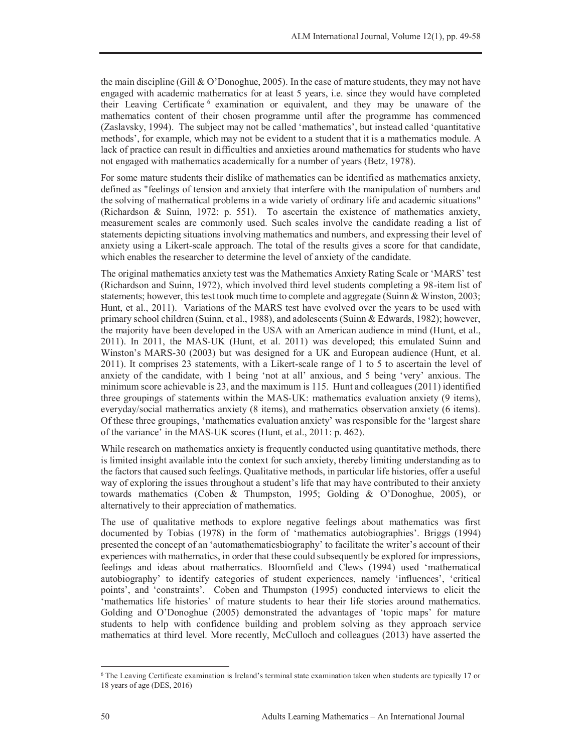the main discipline (Gill & O'Donoghue, 2005). In the case of mature students, they may not have engaged with academic mathematics for at least 5 years, i.e. since they would have completed their Leaving Certificate [6] examination or equivalent, and they may be unaware of the mathematics content of their chosen programme until after the programme has commenced (Zaslavsky, 1994). The subject may not be called 'mathematics', but instead called 'quantitative methods', for example, which may not be evident to a student that it is a mathematics module. A lack of practice can result in difficulties and anxieties around mathematics for students who have not engaged with mathematics academically for a number of years (Betz, 1978).

For some mature students their dislike of mathematics can be identified as mathematics anxiety, defined as "feelings of tension and anxiety that interfere with the manipulation of numbers and the solving of mathematical problems in a wide variety of ordinary life and academic situations" (Richardson & Suinn, 1972: p. 551). To ascertain the existence of mathematics anxiety, measurement scales are commonly used. Such scales involve the candidate reading a list of statements depicting situations involving mathematics and numbers, and expressing their level of anxiety using a Likert-scale approach. The total of the results gives a score for that candidate, which enables the researcher to determine the level of anxiety of the candidate.

The original mathematics anxiety test was the Mathematics Anxiety Rating Scale or 'MARS' test (Richardson and Suinn, 1972), which involved third level students completing a 98-item list of statements; however, this test took much time to complete and aggregate (Suinn & Winston, 2003; Hunt, et al., 2011). Variations of the MARS test have evolved over the years to be used with primary school children (Suinn, et al., 1988), and adolescents (Suinn & Edwards, 1982); however, the majority have been developed in the USA with an American audience in mind (Hunt, et al., 2011). In 2011, the MAS-UK (Hunt, et al. 2011) was developed; this emulated Suinn and Winston's MARS-30 (2003) but was designed for a UK and European audience (Hunt, et al. 2011). It comprises 23 statements, with a Likert-scale range of 1 to 5 to ascertain the level of anxiety of the candidate, with 1 being 'not at all' anxious, and 5 being 'very' anxious. The minimum score achievable is 23, and the maximum is 115. Hunt and colleagues (2011) identified three groupings of statements within the MAS-UK: mathematics evaluation anxiety (9 items), everyday/social mathematics anxiety (8 items), and mathematics observation anxiety (6 items). Of these three groupings, 'mathematics evaluation anxiety' was responsible for the 'largest share of the variance' in the MAS-UK scores (Hunt, et al., 2011: p. 462).

While research on mathematics anxiety is frequently conducted using quantitative methods, there is limited insight available into the context for such anxiety, thereby limiting understanding as to the factors that caused such feelings. Qualitative methods, in particular life histories, offer a useful way of exploring the issues throughout a student's life that may have contributed to their anxiety towards mathematics (Coben & Thumpston, 1995; Golding & O'Donoghue, 2005), or alternatively to their appreciation of mathematics.

The use of qualitative methods to explore negative feelings about mathematics was first documented by Tobias (1978) in the form of 'mathematics autobiographies'. Briggs (1994) presented the concept of an 'automathematicsbiography' to facilitate the writer's account of their experiences with mathematics, in order that these could subsequently be explored for impressions, feelings and ideas about mathematics. Bloomfield and Clews (1994) used 'mathematical autobiography' to identify categories of student experiences, namely 'influences', 'critical points', and 'constraints'. Coben and Thumpston (1995) conducted interviews to elicit the 'mathematics life histories' of mature students to hear their life stories around mathematics. Golding and O'Donoghue (2005) demonstrated the advantages of 'topic maps' for mature students to help with confidence building and problem solving as they approach service mathematics at third level. More recently, McCulloch and colleagues (2013) have asserted the

[6] The Leaving Certificate examination is Ireland's terminal state examination taken when students are typically 17 or 18 years of age (DES, 2016)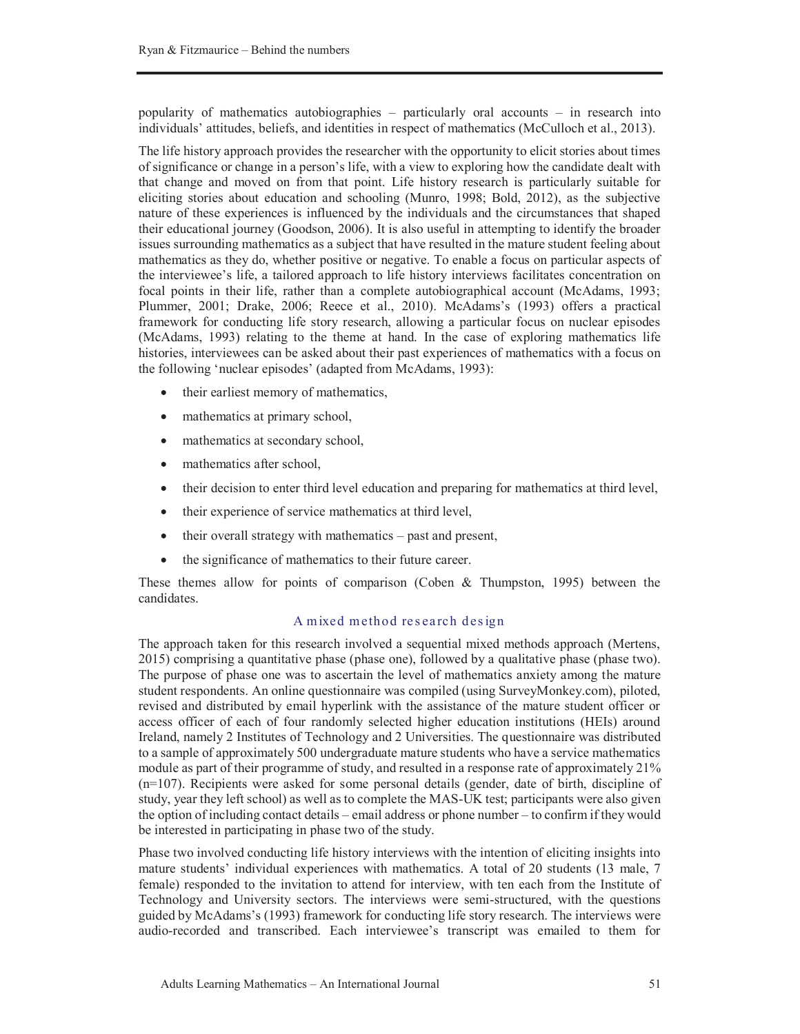popularity of mathematics autobiographies – particularly oral accounts – in research into individuals' attitudes, beliefs, and identities in respect of mathematics (McCulloch et al., 2013).

The life history approach provides the researcher with the opportunity to elicit stories about times of significance or change in a person's life, with a view to exploring how the candidate dealt with that change and moved on from that point. Life history research is particularly suitable for eliciting stories about education and schooling (Munro, 1998; Bold, 2012), as the subjective nature of these experiences is influenced by the individuals and the circumstances that shaped their educational journey (Goodson, 2006). It is also useful in attempting to identify the broader issues surrounding mathematics as a subject that have resulted in the mature student feeling about mathematics as they do, whether positive or negative. To enable a focus on particular aspects of the interviewee's life, a tailored approach to life history interviews facilitates concentration on focal points in their life, rather than a complete autobiographical account (McAdams, 1993; Plummer, 2001; Drake, 2006; Reece et al., 2010). McAdams's (1993) offers a practical framework for conducting life story research, allowing a particular focus on nuclear episodes (McAdams, 1993) relating to the theme at hand. In the case of exploring mathematics life histories, interviewees can be asked about their past experiences of mathematics with a focus on the following 'nuclear episodes' (adapted from McAdams, 1993):

- their earliest memory of mathematics,
- mathematics at primary school,
- mathematics at secondary school,
- mathematics after school,
- their decision to enter third level education and preparing for mathematics at third level,
- their experience of service mathematics at third level,
- their overall strategy with mathematics – past and present,
- the significance of mathematics to their future career.

These themes allow for points of comparison (Coben & Thumpston, 1995) between the candidates.

## A mixed method research design

The approach taken for this research involved a sequential mixed methods approach (Mertens, 2015) comprising a quantitative phase (phase one), followed by a qualitative phase (phase two). The purpose of phase one was to ascertain the level of mathematics anxiety among the mature student respondents. An online questionnaire was compiled (using SurveyMonkey.com), piloted, revised and distributed by email hyperlink with the assistance of the mature student officer or access officer of each of four randomly selected higher education institutions (HEIs) around Ireland, namely 2 Institutes of Technology and 2 Universities. The questionnaire was distributed to a sample of approximately 500 undergraduate mature students who have a service mathematics module as part of their programme of study, and resulted in a response rate of approximately 21% (n=107). Recipients were asked for some personal details (gender, date of birth, discipline of study, year they left school) as well as to complete the MAS-UK test; participants were also given the option of including contact details – email address or phone number – to confirm if they would be interested in participating in phase two of the study.

Phase two involved conducting life history interviews with the intention of eliciting insights into mature students' individual experiences with mathematics. A total of 20 students (13 male, 7 female) responded to the invitation to attend for interview, with ten each from the Institute of Technology and University sectors. The interviews were semi-structured, with the questions guided by McAdams's (1993) framework for conducting life story research. The interviews were audio-recorded and transcribed. Each interviewee's transcript was emailed to them for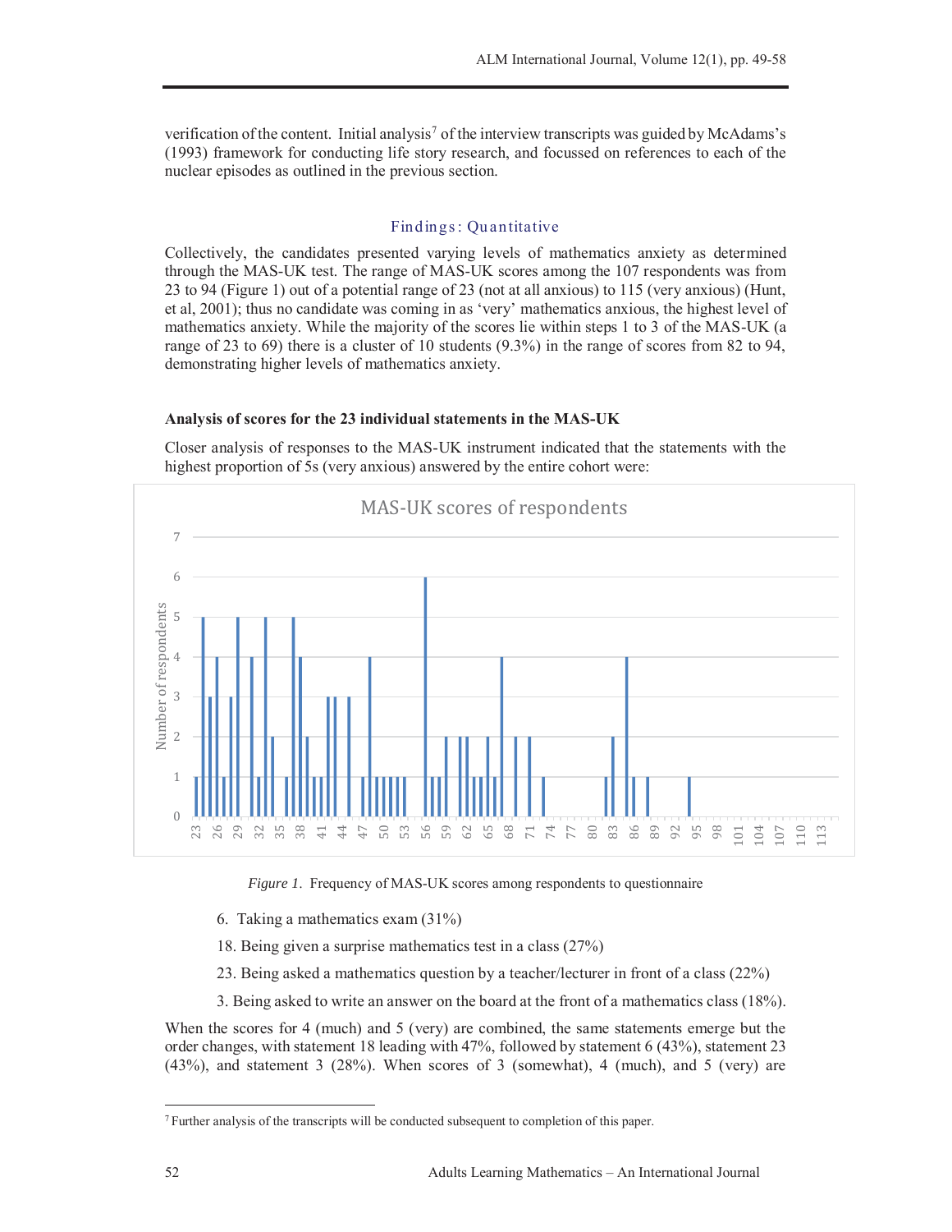verification of the content. Initial analysis[7] of the interview transcripts was guided by McAdams's (1993) framework for conducting life story research, and focussed on references to each of the nuclear episodes as outlined in the previous section.

## Findings: Quantitative

Collectively, the candidates presented varying levels of mathematics anxiety as determined through the MAS-UK test. The range of MAS-UK scores among the 107 respondents was from 23 to 94 (Figure 1) out of a potential range of 23 (not at all anxious) to 115 (very anxious) (Hunt, et al, 2001); thus no candidate was coming in as 'very' mathematics anxious, the highest level of mathematics anxiety. While the majority of the scores lie within steps 1 to 3 of the MAS-UK (a range of 23 to 69) there is a cluster of 10 students (9.3%) in the range of scores from 82 to 94, demonstrating higher levels of mathematics anxiety.

### Analysis of scores for the 23 individual statements in the MAS-UK

Closer analysis of responses to the MAS-UK instrument indicated that the statements with the highest proportion of 5s (very anxious) answered by the entire cohort were:

*Figure 1.* Frequency of MAS-UK scores among respondents to questionnaire

6. Taking a mathematics exam (31%)
18. Being given a surprise mathematics test in a class (27%)
23. Being asked a mathematics question by a teacher/lecturer in front of a class (22%)
3. Being asked to write an answer on the board at the front of a mathematics class (18%).

When the scores for 4 (much) and 5 (very) are combined, the same statements emerge but the order changes, with statement 18 leading with 47%, followed by statement 6 (43%), statement 23 (43%), and statement 3 (28%). When scores of 3 (somewhat), 4 (much), and 5 (very) are

[7] Further analysis of the transcripts will be conducted subsequent to completion of this paper.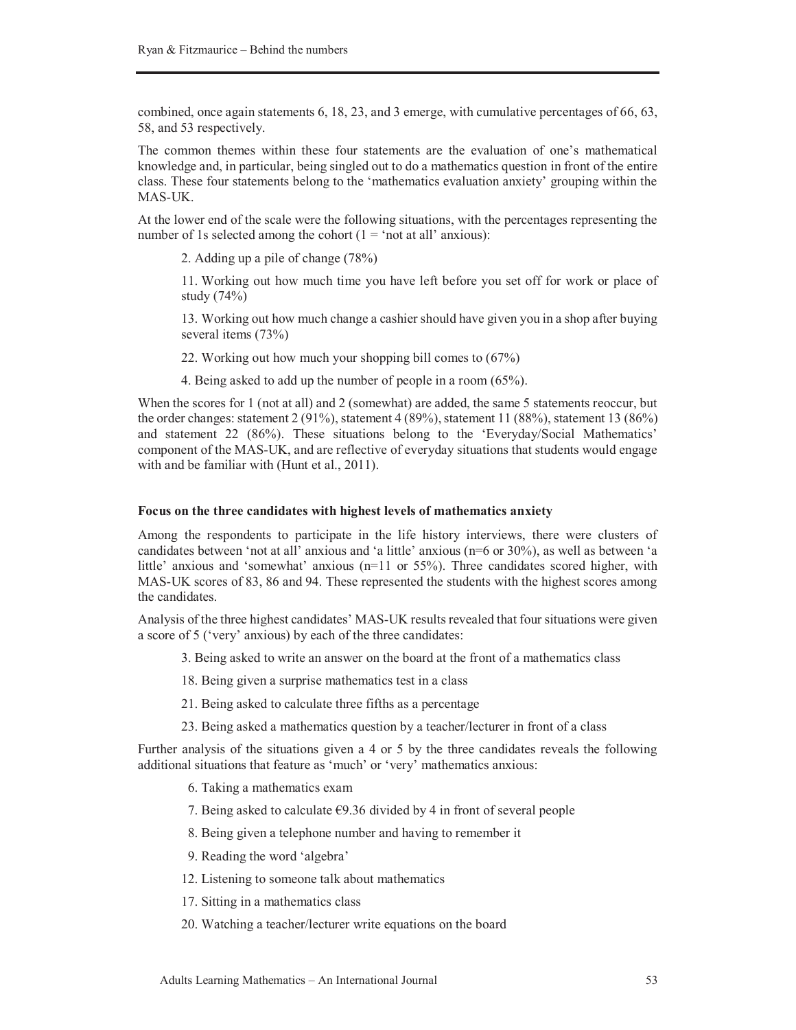combined, once again statements 6, 18, 23, and 3 emerge, with cumulative percentages of 66, 63, 58, and 53 respectively.

The common themes within these four statements are the evaluation of one's mathematical knowledge and, in particular, being singled out to do a mathematics question in front of the entire class. These four statements belong to the 'mathematics evaluation anxiety' grouping within the MAS-UK.

At the lower end of the scale were the following situations, with the percentages representing the number of 1s selected among the cohort (1 = 'not at all' anxious):

> 2. Adding up a pile of change (78%)
>
> 11. Working out how much time you have left before you set off for work or place of study (74%)
>
> 13. Working out how much change a cashier should have given you in a shop after buying several items (73%)
>
> 22. Working out how much your shopping bill comes to (67%)
>
> 4. Being asked to add up the number of people in a room (65%).

When the scores for 1 (not at all) and 2 (somewhat) are added, the same 5 statements reoccur, but the order changes: statement 2 (91%), statement 4 (89%), statement 11 (88%), statement 13 (86%) and statement 22 (86%). These situations belong to the 'Everyday/Social Mathematics' component of the MAS-UK, and are reflective of everyday situations that students would engage with and be familiar with (Hunt et al., 2011).

**Focus on the three candidates with highest levels of mathematics anxiety**

Among the respondents to participate in the life history interviews, there were clusters of candidates between 'not at all' anxious and 'a little' anxious (n=6 or 30%), as well as between 'a little' anxious and 'somewhat' anxious (n=11 or 55%). Three candidates scored higher, with MAS-UK scores of 83, 86 and 94. These represented the students with the highest scores among the candidates.

Analysis of the three highest candidates' MAS-UK results revealed that four situations were given a score of 5 ('very' anxious) by each of the three candidates:

> 3. Being asked to write an answer on the board at the front of a mathematics class
>
> 18. Being given a surprise mathematics test in a class
>
> 21. Being asked to calculate three fifths as a percentage
>
> 23. Being asked a mathematics question by a teacher/lecturer in front of a class

Further analysis of the situations given a 4 or 5 by the three candidates reveals the following additional situations that feature as 'much' or 'very' mathematics anxious:

> 6. Taking a mathematics exam
>
> 7. Being asked to calculate €9.36 divided by 4 in front of several people
>
> 8. Being given a telephone number and having to remember it
>
> 9. Reading the word 'algebra'
>
> 12. Listening to someone talk about mathematics
>
> 17. Sitting in a mathematics class
>
> 20. Watching a teacher/lecturer write equations on the board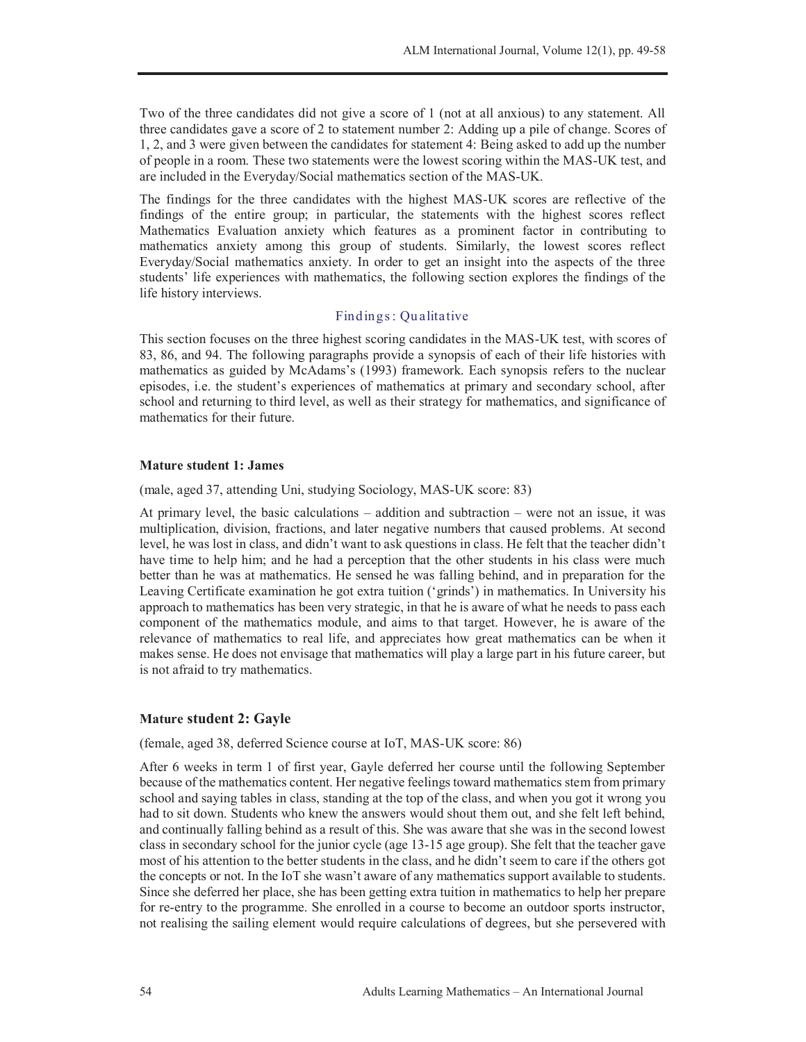Two of the three candidates did not give a score of 1 (not at all anxious) to any statement. All three candidates gave a score of 2 to statement number 2: Adding up a pile of change. Scores of 1, 2, and 3 were given between the candidates for statement 4: Being asked to add up the number of people in a room. These two statements were the lowest scoring within the MAS-UK test, and are included in the Everyday/Social mathematics section of the MAS-UK.

The findings for the three candidates with the highest MAS-UK scores are reflective of the findings of the entire group; in particular, the statements with the highest scores reflect Mathematics Evaluation anxiety which features as a prominent factor in contributing to mathematics anxiety among this group of students. Similarly, the lowest scores reflect Everyday/Social mathematics anxiety. In order to get an insight into the aspects of the three students' life experiences with mathematics, the following section explores the findings of the life history interviews.

## Findings: Qualitative

This section focuses on the three highest scoring candidates in the MAS-UK test, with scores of 83, 86, and 94. The following paragraphs provide a synopsis of each of their life histories with mathematics as guided by McAdams's (1993) framework. Each synopsis refers to the nuclear episodes, i.e. the student's experiences of mathematics at primary and secondary school, after school and returning to third level, as well as their strategy for mathematics, and significance of mathematics for their future.

### Mature student 1: James

(male, aged 37, attending Uni, studying Sociology, MAS-UK score: 83)

At primary level, the basic calculations – addition and subtraction – were not an issue, it was multiplication, division, fractions, and later negative numbers that caused problems. At second level, he was lost in class, and didn't want to ask questions in class. He felt that the teacher didn't have time to help him; and he had a perception that the other students in his class were much better than he was at mathematics. He sensed he was falling behind, and in preparation for the Leaving Certificate examination he got extra tuition ('grinds') in mathematics. In University his approach to mathematics has been very strategic, in that he is aware of what he needs to pass each component of the mathematics module, and aims to that target. However, he is aware of the relevance of mathematics to real life, and appreciates how great mathematics can be when it makes sense. He does not envisage that mathematics will play a large part in his future career, but is not afraid to try mathematics.

### Mature student 2: Gayle

(female, aged 38, deferred Science course at IoT, MAS-UK score: 86)

After 6 weeks in term 1 of first year, Gayle deferred her course until the following September because of the mathematics content. Her negative feelings toward mathematics stem from primary school and saying tables in class, standing at the top of the class, and when you got it wrong you had to sit down. Students who knew the answers would shout them out, and she felt left behind, and continually falling behind as a result of this. She was aware that she was in the second lowest class in secondary school for the junior cycle (age 13-15 age group). She felt that the teacher gave most of his attention to the better students in the class, and he didn't seem to care if the others got the concepts or not. In the IoT she wasn't aware of any mathematics support available to students. Since she deferred her place, she has been getting extra tuition in mathematics to help her prepare for re-entry to the programme. She enrolled in a course to become an outdoor sports instructor, not realising the sailing element would require calculations of degrees, but she persevered with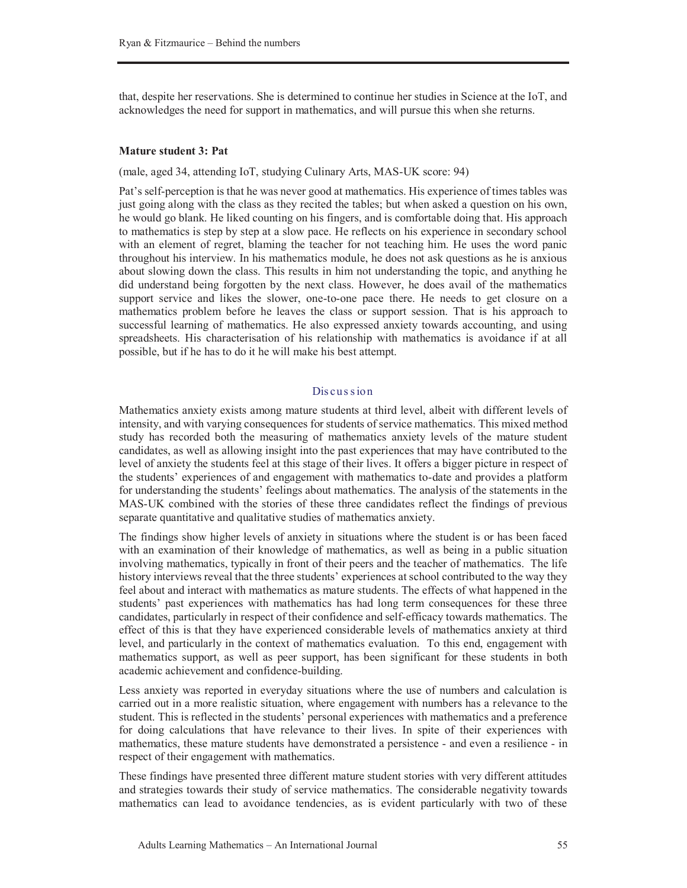that, despite her reservations. She is determined to continue her studies in Science at the IoT, and acknowledges the need for support in mathematics, and will pursue this when she returns.

**Mature student 3: Pat**

(male, aged 34, attending IoT, studying Culinary Arts, MAS-UK score: 94)

Pat's self-perception is that he was never good at mathematics. His experience of times tables was just going along with the class as they recited the tables; but when asked a question on his own, he would go blank. He liked counting on his fingers, and is comfortable doing that. His approach to mathematics is step by step at a slow pace. He reflects on his experience in secondary school with an element of regret, blaming the teacher for not teaching him. He uses the word panic throughout his interview. In his mathematics module, he does not ask questions as he is anxious about slowing down the class. This results in him not understanding the topic, and anything he did understand being forgotten by the next class. However, he does avail of the mathematics support service and likes the slower, one-to-one pace there. He needs to get closure on a mathematics problem before he leaves the class or support session. That is his approach to successful learning of mathematics. He also expressed anxiety towards accounting, and using spreadsheets. His characterisation of his relationship with mathematics is avoidance if at all possible, but if he has to do it he will make his best attempt.

## Discussion

Mathematics anxiety exists among mature students at third level, albeit with different levels of intensity, and with varying consequences for students of service mathematics. This mixed method study has recorded both the measuring of mathematics anxiety levels of the mature student candidates, as well as allowing insight into the past experiences that may have contributed to the level of anxiety the students feel at this stage of their lives. It offers a bigger picture in respect of the students' experiences of and engagement with mathematics to-date and provides a platform for understanding the students' feelings about mathematics. The analysis of the statements in the MAS-UK combined with the stories of these three candidates reflect the findings of previous separate quantitative and qualitative studies of mathematics anxiety.

The findings show higher levels of anxiety in situations where the student is or has been faced with an examination of their knowledge of mathematics, as well as being in a public situation involving mathematics, typically in front of their peers and the teacher of mathematics. The life history interviews reveal that the three students' experiences at school contributed to the way they feel about and interact with mathematics as mature students. The effects of what happened in the students' past experiences with mathematics has had long term consequences for these three candidates, particularly in respect of their confidence and self-efficacy towards mathematics. The effect of this is that they have experienced considerable levels of mathematics anxiety at third level, and particularly in the context of mathematics evaluation. To this end, engagement with mathematics support, as well as peer support, has been significant for these students in both academic achievement and confidence-building.

Less anxiety was reported in everyday situations where the use of numbers and calculation is carried out in a more realistic situation, where engagement with numbers has a relevance to the student. This is reflected in the students' personal experiences with mathematics and a preference for doing calculations that have relevance to their lives. In spite of their experiences with mathematics, these mature students have demonstrated a persistence - and even a resilience - in respect of their engagement with mathematics.

These findings have presented three different mature student stories with very different attitudes and strategies towards their study of service mathematics. The considerable negativity towards mathematics can lead to avoidance tendencies, as is evident particularly with two of these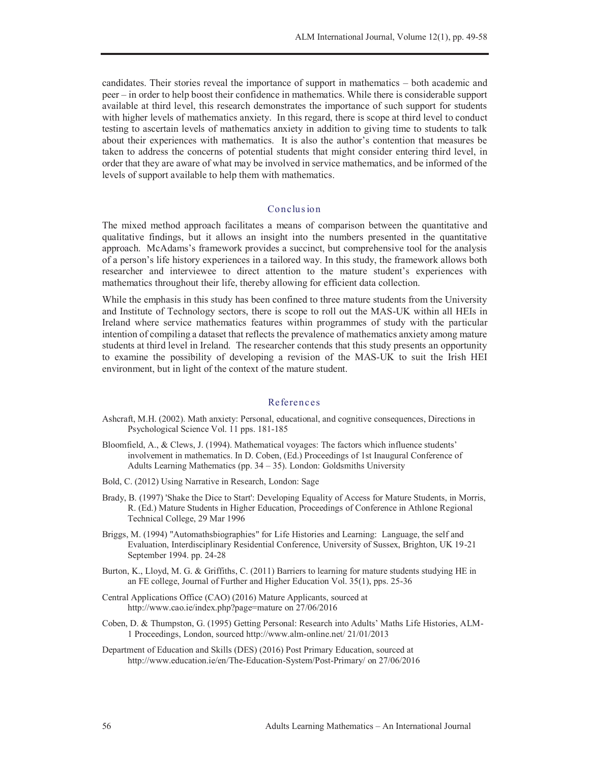candidates. Their stories reveal the importance of support in mathematics – both academic and peer – in order to help boost their confidence in mathematics. While there is considerable support available at third level, this research demonstrates the importance of such support for students with higher levels of mathematics anxiety. In this regard, there is scope at third level to conduct testing to ascertain levels of mathematics anxiety in addition to giving time to students to talk about their experiences with mathematics. It is also the author's contention that measures be taken to address the concerns of potential students that might consider entering third level, in order that they are aware of what may be involved in service mathematics, and be informed of the levels of support available to help them with mathematics.

## Conclusion

The mixed method approach facilitates a means of comparison between the quantitative and qualitative findings, but it allows an insight into the numbers presented in the quantitative approach. McAdams's framework provides a succinct, but comprehensive tool for the analysis of a person's life history experiences in a tailored way. In this study, the framework allows both researcher and interviewee to direct attention to the mature student's experiences with mathematics throughout their life, thereby allowing for efficient data collection.

While the emphasis in this study has been confined to three mature students from the University and Institute of Technology sectors, there is scope to roll out the MAS-UK within all HEIs in Ireland where service mathematics features within programmes of study with the particular intention of compiling a dataset that reflects the prevalence of mathematics anxiety among mature students at third level in Ireland. The researcher contends that this study presents an opportunity to examine the possibility of developing a revision of the MAS-UK to suit the Irish HEI environment, but in light of the context of the mature student.

## References

Ashcraft, M.H. (2002). Math anxiety: Personal, educational, and cognitive consequences, Directions in Psychological Science Vol. 11 pps. 181-185

Bloomfield, A., & Clews, J. (1994). Mathematical voyages: The factors which influence students' involvement in mathematics. In D. Coben, (Ed.) Proceedings of 1st Inaugural Conference of Adults Learning Mathematics (pp. 34 – 35). London: Goldsmiths University

Bold, C. (2012) Using Narrative in Research, London: Sage

Brady, B. (1997) 'Shake the Dice to Start': Developing Equality of Access for Mature Students, in Morris, R. (Ed.) Mature Students in Higher Education, Proceedings of Conference in Athlone Regional Technical College, 29 Mar 1996

Briggs, M. (1994) "Automathsbiographies" for Life Histories and Learning: Language, the self and Evaluation, Interdisciplinary Residential Conference, University of Sussex, Brighton, UK 19-21 September 1994. pp. 24-28

Burton, K., Lloyd, M. G. & Griffiths, C. (2011) Barriers to learning for mature students studying HE in an FE college, Journal of Further and Higher Education Vol. 35(1), pps. 25-36

Central Applications Office (CAO) (2016) Mature Applicants, sourced at http://www.cao.ie/index.php?page=mature on 27/06/2016

Coben, D. & Thumpston, G. (1995) Getting Personal: Research into Adults' Maths Life Histories, ALM-1 Proceedings, London, sourced http://www.alm-online.net/ 21/01/2013

Department of Education and Skills (DES) (2016) Post Primary Education, sourced at http://www.education.ie/en/The-Education-System/Post-Primary/ on 27/06/2016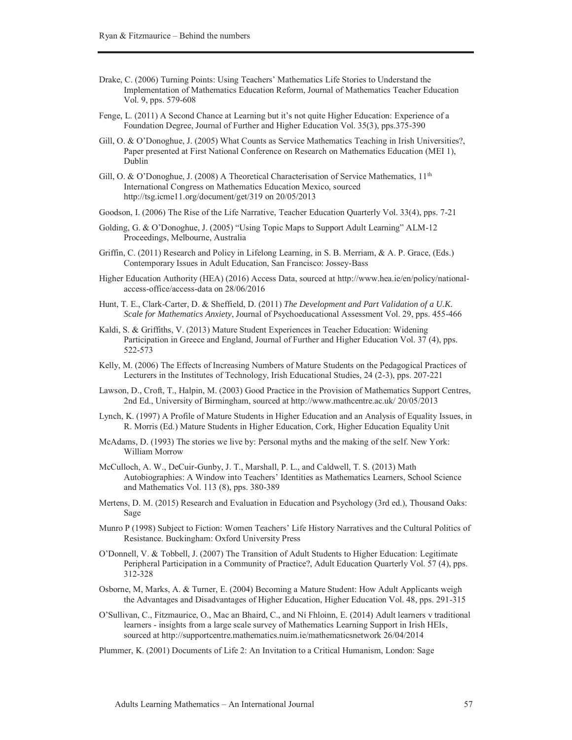Drake, C. (2006) Turning Points: Using Teachers' Mathematics Life Stories to Understand the Implementation of Mathematics Education Reform, Journal of Mathematics Teacher Education Vol. 9, pps. 579-608

Fenge, L. (2011) A Second Chance at Learning but it's not quite Higher Education: Experience of a Foundation Degree, Journal of Further and Higher Education Vol. 35(3), pps.375-390

Gill, O. & O'Donoghue, J. (2005) What Counts as Service Mathematics Teaching in Irish Universities?, Paper presented at First National Conference on Research on Mathematics Education (MEI 1), Dublin

Gill, O. & O'Donoghue, J. (2008) A Theoretical Characterisation of Service Mathematics, 11th International Congress on Mathematics Education Mexico, sourced http://tsg.icme11.org/document/get/319 on 20/05/2013

Goodson, I. (2006) The Rise of the Life Narrative, Teacher Education Quarterly Vol. 33(4), pps. 7-21

Golding, G. & O'Donoghue, J. (2005) "Using Topic Maps to Support Adult Learning" ALM-12 Proceedings, Melbourne, Australia

Griffin, C. (2011) Research and Policy in Lifelong Learning, in S. B. Merriam, & A. P. Grace, (Eds.) Contemporary Issues in Adult Education, San Francisco: Jossey-Bass

Higher Education Authority (HEA) (2016) Access Data, sourced at http://www.hea.ie/en/policy/national-access-office/access-data on 28/06/2016

Hunt, T. E., Clark-Carter, D. & Sheffield, D. (2011) *The Development and Part Validation of a U.K. Scale for Mathematics Anxiety*, Journal of Psychoeducational Assessment Vol. 29, pps. 455-466

Kaldi, S. & Griffiths, V. (2013) Mature Student Experiences in Teacher Education: Widening Participation in Greece and England, Journal of Further and Higher Education Vol. 37 (4), pps. 522-573

Kelly, M. (2006) The Effects of Increasing Numbers of Mature Students on the Pedagogical Practices of Lecturers in the Institutes of Technology, Irish Educational Studies, 24 (2-3), pps. 207-221

Lawson, D., Croft, T., Halpin, M. (2003) Good Practice in the Provision of Mathematics Support Centres, 2nd Ed., University of Birmingham, sourced at http://www.mathcentre.ac.uk/ 20/05/2013

Lynch, K. (1997) A Profile of Mature Students in Higher Education and an Analysis of Equality Issues, in R. Morris (Ed.) Mature Students in Higher Education, Cork, Higher Education Equality Unit

McAdams, D. (1993) The stories we live by: Personal myths and the making of the self. New York: William Morrow

McCulloch, A. W., DeCuir-Gunby, J. T., Marshall, P. L., and Caldwell, T. S. (2013) Math Autobiographies: A Window into Teachers' Identities as Mathematics Learners, School Science and Mathematics Vol. 113 (8), pps. 380-389

Mertens, D. M. (2015) Research and Evaluation in Education and Psychology (3rd ed.), Thousand Oaks: Sage

Munro P (1998) Subject to Fiction: Women Teachers' Life History Narratives and the Cultural Politics of Resistance. Buckingham: Oxford University Press

O'Donnell, V. & Tobbell, J. (2007) The Transition of Adult Students to Higher Education: Legitimate Peripheral Participation in a Community of Practice?, Adult Education Quarterly Vol. 57 (4), pps. 312-328

Osborne, M, Marks, A. & Turner, E. (2004) Becoming a Mature Student: How Adult Applicants weigh the Advantages and Disadvantages of Higher Education, Higher Education Vol. 48, pps. 291-315

O'Sullivan, C., Fitzmaurice, O., Mac an Bhaird, C., and Ní Fhloinn, E. (2014) Adult learners v traditional learners - insights from a large scale survey of Mathematics Learning Support in Irish HEIs, sourced at http://supportcentre.mathematics.nuim.ie/mathematicsnetwork 26/04/2014

Plummer, K. (2001) Documents of Life 2: An Invitation to a Critical Humanism, London: Sage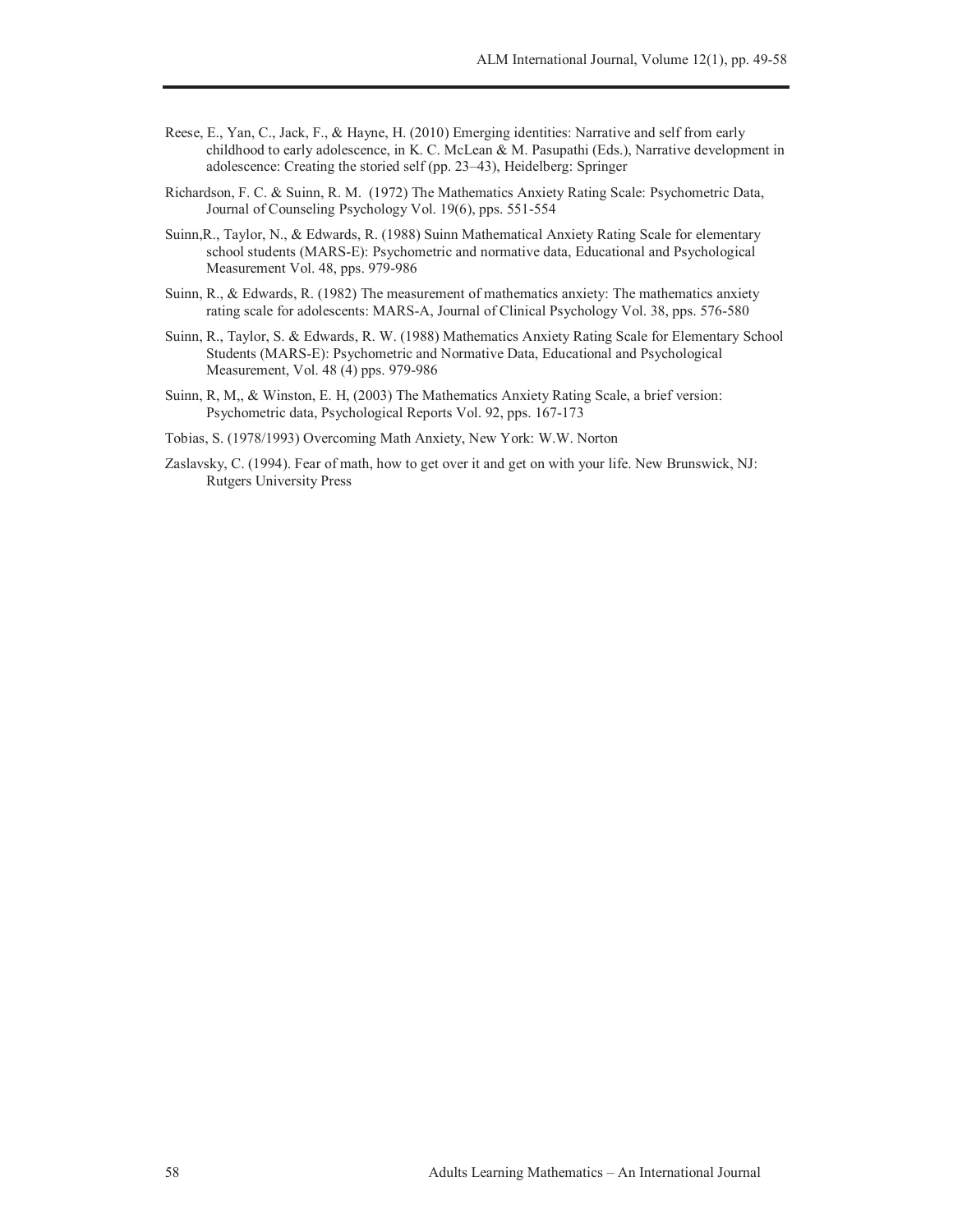Reese, E., Yan, C., Jack, F., & Hayne, H. (2010) Emerging identities: Narrative and self from early childhood to early adolescence, in K. C. McLean & M. Pasupathi (Eds.), Narrative development in adolescence: Creating the storied self (pp. 23–43), Heidelberg: Springer

Richardson, F. C. & Suinn, R. M. (1972) The Mathematics Anxiety Rating Scale: Psychometric Data, Journal of Counseling Psychology Vol. 19(6), pps. 551-554

Suinn,R., Taylor, N., & Edwards, R. (1988) Suinn Mathematical Anxiety Rating Scale for elementary school students (MARS-E): Psychometric and normative data, Educational and Psychological Measurement Vol. 48, pps. 979-986

Suinn, R., & Edwards, R. (1982) The measurement of mathematics anxiety: The mathematics anxiety rating scale for adolescents: MARS-A, Journal of Clinical Psychology Vol. 38, pps. 576-580

Suinn, R., Taylor, S. & Edwards, R. W. (1988) Mathematics Anxiety Rating Scale for Elementary School Students (MARS-E): Psychometric and Normative Data, Educational and Psychological Measurement, Vol. 48 (4) pps. 979-986

Suinn, R, M,, & Winston, E. H, (2003) The Mathematics Anxiety Rating Scale, a brief version: Psychometric data, Psychological Reports Vol. 92, pps. 167-173

Tobias, S. (1978/1993) Overcoming Math Anxiety, New York: W.W. Norton

Zaslavsky, C. (1994). Fear of math, how to get over it and get on with your life. New Brunswick, NJ: Rutgers University Press